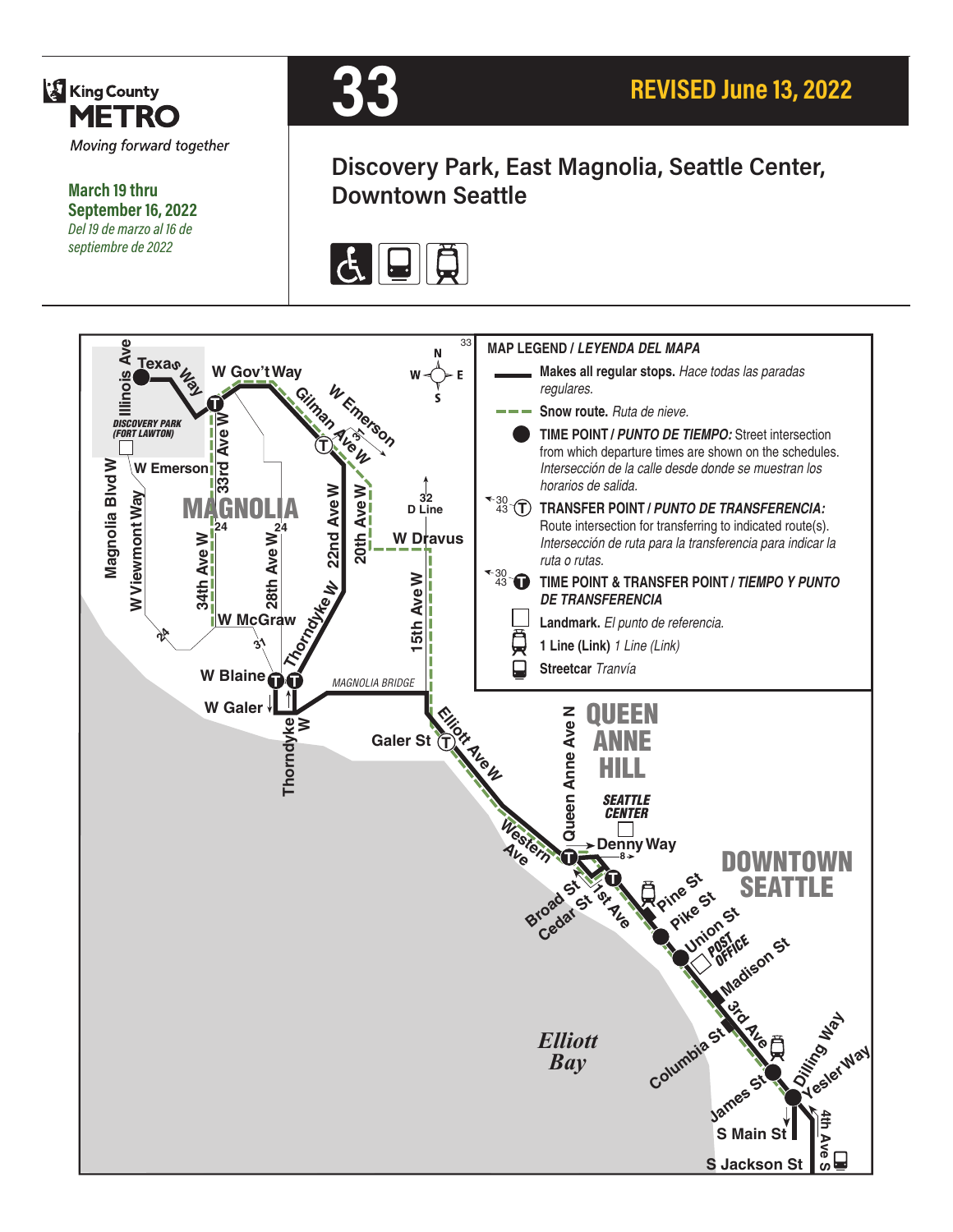King County METRO
*Moving forward together*

**March 19 thru September 16, 2022**
*Del 19 de marzo al 16 de septiembre de 2022*

# 33

**REVISED June 13, 2022**

## Discovery Park, East Magnolia, Seattle Center, Downtown Seattle

**MAP LEGEND / *LEYENDA DEL MAPA***

- **Makes all regular stops.** *Hace todas las paradas regulares.*
- **Snow route.** *Ruta de nieve.*
- **TIME POINT / *PUNTO DE TIEMPO:*** Street intersection from which departure times are shown on the schedules. *Intersección de la calle desde donde se muestran los horarios de salida.*
- **TRANSFER POINT / *PUNTO DE TRANSFERENCIA:*** Route intersection for transferring to indicated route(s). *Intersección de ruta para la transferencia para indicar la ruta o rutas.*
- **TIME POINT & TRANSFER POINT / *TIEMPO Y PUNTO DE TRANSFERENCIA***
- **Landmark.** *El punto de referencia.*
- **1 Line (Link)** *1 Line (Link)*
- **Streetcar** *Tranvía*

Map labels: Illinois Ave, Texas Way, W Gov't Way, W Emerson, Gilman Ave W, DISCOVERY PARK (FORT LAWTON), 33rd Ave W, W Emerson, Magnolia Blvd W, W Viewmont Way, MAGNOLIA, 34th Ave W, 28th Ave W, 22nd Ave W, 20th Ave W, 32 D Line, W Dravus, 15th Ave W, W McGraw, Thorndyke W, W Blaine, W Galer, MAGNOLIA BRIDGE, Galer St, Elliott Ave W, Queen Anne Ave N, QUEEN ANNE HILL, SEATTLE CENTER, Denny Way, Western Ave, Broad St, Cedar St, 1st Ave, Pine St, Pike St, Union St, POST OFFICE, Madison St, 3rd Ave, Columbia St, James St, Dilling Way, Yesler Way, S Main St, 4th Ave S, S Jackson St, DOWNTOWN SEATTLE, Elliott Bay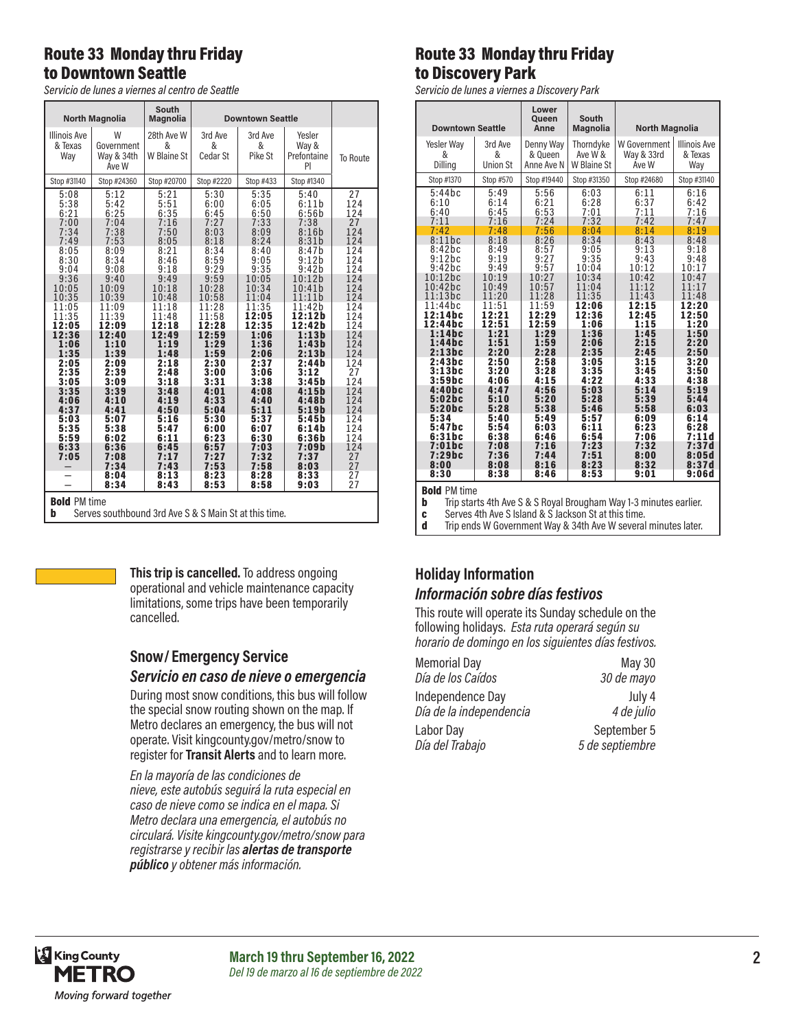## Route 33 Monday thru Friday to Downtown Seattle

*Servicio de lunes a viernes al centro de Seattle*

| North Magnolia | | South Magnolia | Downtown Seattle | | | |
|---|---|---|---|---|---|---|
| Illinois Ave & Texas Way | W Government Way & 34th Ave W | 28th Ave W & W Blaine St | 3rd Ave & Cedar St | 3rd Ave & Pike St | Yesler Way & Prefontaine Pl | To Route |
| Stop #31140 | Stop #24360 | Stop #20700 | Stop #2220 | Stop #433 | Stop #1340 | |
| 5:08 | 5:12 | 5:21 | 5:30 | 5:35 | 5:40 | 27 |
| 5:38 | 5:42 | 5:51 | 6:00 | 6:05 | 6:11b | 124 |
| 6:21 | 6:25 | 6:35 | 6:45 | 6:50 | 6:56b | 124 |
| 7:00 | 7:04 | 7:16 | 7:27 | 7:33 | 7:38 | 27 |
| 7:34 | 7:38 | 7:50 | 8:03 | 8:09 | 8:16b | 124 |
| 7:49 | 7:53 | 8:05 | 8:18 | 8:24 | 8:31b | 124 |
| 8:05 | 8:09 | 8:21 | 8:34 | 8:40 | 8:47b | 124 |
| 8:30 | 8:34 | 8:46 | 8:59 | 9:05 | 9:12b | 124 |
| 9:04 | 9:08 | 9:18 | 9:29 | 9:35 | 9:42b | 124 |
| 9:36 | 9:40 | 9:49 | 9:59 | 10:05 | 10:12b | 124 |
| 10:05 | 10:09 | 10:18 | 10:28 | 10:34 | 10:41b | 124 |
| 10:35 | 10:39 | 10:48 | 10:58 | 11:04 | 11:11b | 124 |
| 11:05 | 11:09 | 11:18 | 11:28 | 11:35 | 11:42b | 124 |
| 11:35 | 11:39 | 11:48 | 11:58 | **12:05** | **12:12b** | 124 |
| **12:05** | **12:09** | **12:18** | **12:28** | **12:35** | **12:42b** | 124 |
| **12:36** | **12:40** | **12:49** | **12:59** | **1:06** | **1:13b** | 124 |
| **1:06** | **1:10** | **1:19** | **1:29** | **1:36** | **1:43b** | 124 |
| **1:35** | **1:39** | **1:48** | **1:59** | **2:06** | **2:13b** | 124 |
| **2:05** | **2:09** | **2:18** | **2:30** | **2:37** | **2:44b** | 124 |
| **2:35** | **2:39** | **2:48** | **3:00** | **3:06** | **3:12** | 27 |
| **3:05** | **3:09** | **3:18** | **3:31** | **3:38** | **3:45b** | 124 |
| **3:35** | **3:39** | **3:48** | **4:01** | **4:08** | **4:15b** | 124 |
| **4:06** | **4:10** | **4:19** | **4:33** | **4:40** | **4:48b** | 124 |
| **4:37** | **4:41** | **4:50** | **5:04** | **5:11** | **5:19b** | 124 |
| **5:03** | **5:07** | **5:16** | **5:30** | **5:37** | **5:45b** | 124 |
| **5:35** | **5:38** | **5:47** | **6:00** | **6:07** | **6:14b** | 124 |
| **5:59** | **6:02** | **6:11** | **6:23** | **6:30** | **6:36b** | 124 |
| **6:33** | **6:36** | **6:45** | **6:57** | **7:03** | **7:09b** | 124 |
| **7:05** | **7:08** | **7:17** | **7:27** | **7:32** | **7:37** | 27 |
| — | **7:34** | **7:43** | **7:53** | **7:58** | **8:03** | 27 |
| — | **8:04** | **8:13** | **8:23** | **8:28** | **8:33** | 27 |
| — | **8:34** | **8:43** | **8:53** | **8:58** | **9:03** | 27 |

**Bold** PM time
**b** Serves southbound 3rd Ave S & S Main St at this time.

## Route 33 Monday thru Friday to Discovery Park

*Servicio de lunes a viernes a Discovery Park*

| Downtown Seattle | | Lower Queen Anne | South Magnolia | North Magnolia | |
|---|---|---|---|---|---|
| Yesler Way & Dilling | 3rd Ave & Union St | Denny Way & Queen Anne Ave N | Thorndyke Ave W & W Blaine St | W Government Way & 33rd Ave W | Illinois Ave & Texas Way |
| Stop #1370 | Stop #570 | Stop #19440 | Stop #31350 | Stop #24680 | Stop #31140 |
| 5:44bc | 5:49 | 5:56 | 6:03 | 6:11 | 6:16 |
| 6:10 | 6:14 | 6:21 | 6:28 | 6:37 | 6:42 |
| 6:40 | 6:45 | 6:53 | 7:01 | 7:11 | 7:16 |
| 7:11 | 7:16 | 7:24 | 7:32 | 7:42 | 7:47 |
| 7:42 | 7:48 | 7:56 | 8:04 | 8:14 | 8:19 |
| 8:11bc | 8:18 | 8:26 | 8:34 | 8:43 | 8:48 |
| 8:42bc | 8:49 | 8:57 | 9:05 | 9:13 | 9:18 |
| 9:12bc | 9:19 | 9:27 | 9:35 | 9:43 | 9:48 |
| 9:42bc | 9:49 | 9:57 | 10:04 | 10:12 | 10:17 |
| 10:12bc | 10:19 | 10:27 | 10:34 | 10:42 | 10:47 |
| 10:42bc | 10:49 | 10:57 | 11:04 | 11:12 | 11:17 |
| 11:13bc | 11:20 | 11:28 | 11:35 | 11:43 | 11:48 |
| 11:44bc | 11:51 | 11:59 | **12:06** | **12:15** | **12:20** |
| **12:14bc** | **12:21** | **12:29** | **12:36** | **12:45** | **12:50** |
| **12:44bc** | **12:51** | **12:59** | **1:06** | **1:15** | **1:20** |
| **1:14bc** | **1:21** | **1:29** | **1:36** | **1:45** | **1:50** |
| **1:44bc** | **1:51** | **1:59** | **2:06** | **2:15** | **2:20** |
| **2:13bc** | **2:20** | **2:28** | **2:35** | **2:45** | **2:50** |
| **2:43bc** | **2:50** | **2:58** | **3:05** | **3:15** | **3:20** |
| **3:13bc** | **3:20** | **3:28** | **3:35** | **3:45** | **3:50** |
| **3:59bc** | **4:06** | **4:15** | **4:22** | **4:33** | **4:38** |
| **4:40bc** | **4:47** | **4:56** | **5:03** | **5:14** | **5:19** |
| **5:02bc** | **5:10** | **5:20** | **5:28** | **5:39** | **5:44** |
| **5:20bc** | **5:28** | **5:38** | **5:46** | **5:58** | **6:03** |
| **5:34** | **5:40** | **5:49** | **5:57** | **6:09** | **6:14** |
| **5:47bc** | **5:54** | **6:03** | **6:11** | **6:23** | **6:28** |
| **6:31bc** | **6:38** | **6:46** | **6:54** | **7:06** | **7:11d** |
| **7:01bc** | **7:08** | **7:16** | **7:23** | **7:32** | **7:37d** |
| **7:29bc** | **7:36** | **7:44** | **7:51** | **8:00** | **8:05d** |
| **8:00** | **8:08** | **8:16** | **8:23** | **8:32** | **8:37d** |
| **8:30** | **8:38** | **8:46** | **8:53** | **9:01** | **9:06d** |

**Bold** PM time
**b** Trip starts 4th Ave S & S Royal Brougham Way 1-3 minutes earlier.
**c** Serves 4th Ave S Island & S Jackson St at this time.
**d** Trip ends W Government Way & 34th Ave W several minutes later.

**This trip is cancelled.** To address ongoing operational and vehicle maintenance capacity limitations, some trips have been temporarily cancelled.

### Snow / Emergency Service

### *Servicio en caso de nieve o emergencia*

During most snow conditions, this bus will follow the special snow routing shown on the map. If Metro declares an emergency, the bus will not operate. Visit kingcounty.gov/metro/snow to register for **Transit Alerts** and to learn more.

*En la mayoría de las condiciones de nieve, este autobús seguirá la ruta especial en caso de nieve como se indica en el mapa. Si Metro declara una emergencia, el autobús no circulará. Visite kingcounty.gov/metro/snow para registrarse y recibir las* ***alertas de transporte público*** *y obtener más información.*

### Holiday Information

### *Información sobre días festivos*

This route will operate its Sunday schedule on the following holidays. *Esta ruta operará según su horario de domingo en los siguientes días festivos.*

| | |
|---|---|
| Memorial Day<br>*Día de los Caídos* | May 30<br>*30 de mayo* |
| Independence Day<br>*Día de la independencia* | July 4<br>*4 de julio* |
| Labor Day<br>*Día del Trabajo* | September 5<br>*5 de septiembre* |

King County METRO
*Moving forward together*

**March 19 thru September 16, 2022**
*Del 19 de marzo al 16 de septiembre de 2022*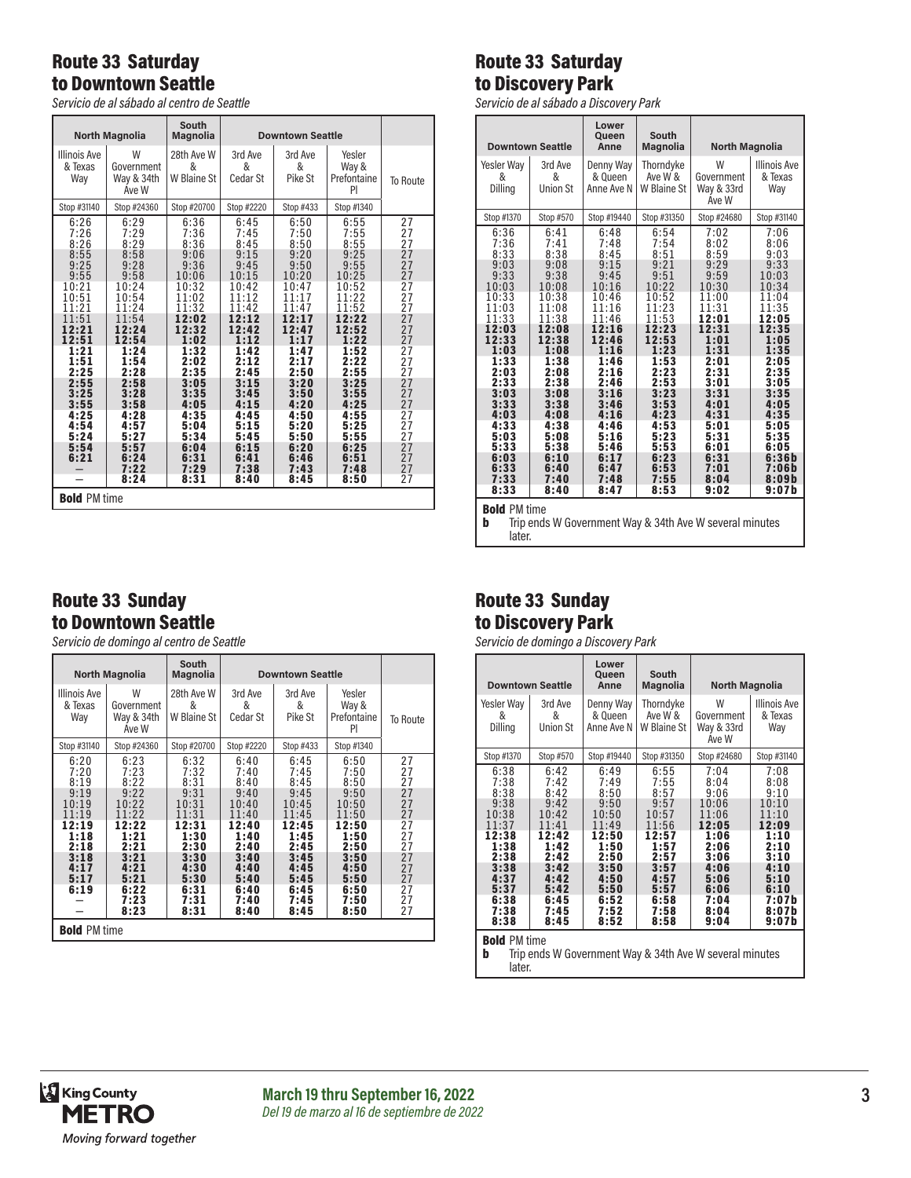## Route 33 Saturday to Downtown Seattle

*Servicio de al sábado al centro de Seattle*

| North Magnolia | | South Magnolia | Downtown Seattle | | | |
|---|---|---|---|---|---|---|
| Illinois Ave & Texas Way | W Government Way & 34th Ave W | 28th Ave W & W Blaine St | 3rd Ave & Cedar St | 3rd Ave & Pike St | Yesler Way & Prefontaine Pl | To Route |
| Stop #31140 | Stop #24360 | Stop #20700 | Stop #2220 | Stop #433 | Stop #1340 | |
| 6:26 | 6:29 | 6:36 | 6:45 | 6:50 | 6:55 | 27 |
| 7:26 | 7:29 | 7:36 | 7:45 | 7:50 | 7:55 | 27 |
| 8:26 | 8:29 | 8:36 | 8:45 | 8:50 | 8:55 | 27 |
| 8:55 | 8:58 | 9:06 | 9:15 | 9:20 | 9:25 | 27 |
| 9:25 | 9:28 | 9:36 | 9:45 | 9:50 | 9:55 | 27 |
| 9:55 | 9:58 | 10:06 | 10:15 | 10:20 | 10:25 | 27 |
| 10:21 | 10:24 | 10:32 | 10:42 | 10:47 | 10:52 | 27 |
| 10:51 | 10:54 | 11:02 | 11:12 | 11:17 | 11:22 | 27 |
| 11:21 | 11:24 | 11:32 | 11:42 | 11:47 | 11:52 | 27 |
| 11:51 | 11:54 | **12:02** | **12:12** | **12:17** | **12:22** | 27 |
| **12:21** | **12:24** | **12:32** | **12:42** | **12:47** | **12:52** | 27 |
| **12:51** | **12:54** | **1:02** | **1:12** | **1:17** | **1:22** | 27 |
| **1:21** | **1:24** | **1:32** | **1:42** | **1:47** | **1:52** | 27 |
| **1:51** | **1:54** | **2:02** | **2:12** | **2:17** | **2:22** | 27 |
| **2:25** | **2:28** | **2:35** | **2:45** | **2:50** | **2:55** | 27 |
| **2:55** | **2:58** | **3:05** | **3:15** | **3:20** | **3:25** | 27 |
| **3:25** | **3:28** | **3:35** | **3:45** | **3:50** | **3:55** | 27 |
| **3:55** | **3:58** | **4:05** | **4:15** | **4:20** | **4:25** | 27 |
| **4:25** | **4:28** | **4:35** | **4:45** | **4:50** | **4:55** | 27 |
| **4:54** | **4:57** | **5:04** | **5:15** | **5:20** | **5:25** | 27 |
| **5:24** | **5:27** | **5:34** | **5:45** | **5:50** | **5:55** | 27 |
| **5:54** | **5:57** | **6:04** | **6:15** | **6:20** | **6:25** | 27 |
| **6:21** | **6:24** | **6:31** | **6:41** | **6:46** | **6:51** | 27 |
| — | **7:22** | **7:29** | **7:38** | **7:43** | **7:48** | 27 |
| — | **8:24** | **8:31** | **8:40** | **8:45** | **8:50** | 27 |

**Bold** PM time

## Route 33 Saturday to Discovery Park

*Servicio de al sábado a Discovery Park*

| Downtown Seattle | | Lower Queen Anne | South Magnolia | North Magnolia | |
|---|---|---|---|---|---|
| Yesler Way & Dilling | 3rd Ave & Union St | Denny Way & Queen Anne Ave N | Thorndyke Ave W & W Blaine St | W Government Way & 33rd Ave W | Illinois Ave & Texas Way |
| Stop #1370 | Stop #570 | Stop #19440 | Stop #31350 | Stop #24680 | Stop #31140 |
| 6:36 | 6:41 | 6:48 | 6:54 | 7:02 | 7:06 |
| 7:36 | 7:41 | 7:48 | 7:54 | 8:02 | 8:06 |
| 8:33 | 8:38 | 8:45 | 8:51 | 8:59 | 9:03 |
| 9:03 | 9:08 | 9:15 | 9:21 | 9:29 | 9:33 |
| 9:33 | 9:38 | 9:45 | 9:51 | 9:59 | 10:03 |
| 10:03 | 10:08 | 10:16 | 10:22 | 10:30 | 10:34 |
| 10:33 | 10:38 | 10:46 | 10:52 | 11:00 | 11:04 |
| 11:03 | 11:08 | 11:16 | 11:23 | 11:31 | 11:35 |
| 11:33 | 11:38 | 11:46 | 11:53 | **12:01** | **12:05** |
| **12:03** | **12:08** | **12:16** | **12:23** | **12:31** | **12:35** |
| **12:33** | **12:38** | **12:46** | **12:53** | **1:01** | **1:05** |
| **1:03** | **1:08** | **1:16** | **1:23** | **1:31** | **1:35** |
| **1:33** | **1:38** | **1:46** | **1:53** | **2:01** | **2:05** |
| **2:03** | **2:08** | **2:16** | **2:23** | **2:31** | **2:35** |
| **2:33** | **2:38** | **2:46** | **2:53** | **3:01** | **3:05** |
| **3:03** | **3:08** | **3:16** | **3:23** | **3:31** | **3:35** |
| **3:33** | **3:38** | **3:46** | **3:53** | **4:01** | **4:05** |
| **4:03** | **4:08** | **4:16** | **4:23** | **4:31** | **4:35** |
| **4:33** | **4:38** | **4:46** | **4:53** | **5:01** | **5:05** |
| **5:03** | **5:08** | **5:16** | **5:23** | **5:31** | **5:35** |
| **5:33** | **5:38** | **5:46** | **5:53** | **6:01** | **6:05** |
| **6:03** | **6:10** | **6:17** | **6:23** | **6:31** | **6:36b** |
| **6:33** | **6:40** | **6:47** | **6:53** | **7:01** | **7:06b** |
| **7:33** | **7:40** | **7:48** | **7:55** | **8:04** | **8:09b** |
| **8:33** | **8:40** | **8:47** | **8:53** | **9:02** | **9:07b** |

**Bold** PM time

**b** Trip ends W Government Way & 34th Ave W several minutes later.

## Route 33 Sunday to Downtown Seattle

*Servicio de domingo al centro de Seattle*

| North Magnolia | | South Magnolia | Downtown Seattle | | | |
|---|---|---|---|---|---|---|
| Illinois Ave & Texas Way | W Government Way & 34th Ave W | 28th Ave W & W Blaine St | 3rd Ave & Cedar St | 3rd Ave & Pike St | Yesler Way & Prefontaine Pl | To Route |
| Stop #31140 | Stop #24360 | Stop #20700 | Stop #2220 | Stop #433 | Stop #1340 | |
| 6:20 | 6:23 | 6:32 | 6:40 | 6:45 | 6:50 | 27 |
| 7:20 | 7:23 | 7:32 | 7:40 | 7:45 | 7:50 | 27 |
| 8:19 | 8:22 | 8:31 | 8:40 | 8:45 | 8:50 | 27 |
| 9:19 | 9:22 | 9:31 | 9:40 | 9:45 | 9:50 | 27 |
| 10:19 | 10:22 | 10:31 | 10:40 | 10:45 | 10:50 | 27 |
| 11:19 | 11:22 | 11:31 | 11:40 | 11:45 | 11:50 | 27 |
| **12:19** | **12:22** | **12:31** | **12:40** | **12:45** | **12:50** | 27 |
| **1:18** | **1:21** | **1:30** | **1:40** | **1:45** | **1:50** | 27 |
| **2:18** | **2:21** | **2:30** | **2:40** | **2:45** | **2:50** | 27 |
| **3:18** | **3:21** | **3:30** | **3:40** | **3:45** | **3:50** | 27 |
| **4:17** | **4:21** | **4:30** | **4:40** | **4:45** | **4:50** | 27 |
| **5:17** | **5:21** | **5:30** | **5:40** | **5:45** | **5:50** | 27 |
| **6:19** | **6:22** | **6:31** | **6:40** | **6:45** | **6:50** | 27 |
| — | **7:23** | **7:31** | **7:40** | **7:45** | **7:50** | 27 |
| — | **8:23** | **8:31** | **8:40** | **8:45** | **8:50** | 27 |

**Bold** PM time

## Route 33 Sunday to Discovery Park

*Servicio de domingo a Discovery Park*

| Downtown Seattle | | Lower Queen Anne | South Magnolia | North Magnolia | |
|---|---|---|---|---|---|
| Yesler Way & Dilling | 3rd Ave & Union St | Denny Way & Queen Anne Ave N | Thorndyke Ave W & W Blaine St | W Government Way & 33rd Ave W | Illinois Ave & Texas Way |
| Stop #1370 | Stop #570 | Stop #19440 | Stop #31350 | Stop #24680 | Stop #31140 |
| 6:38 | 6:42 | 6:49 | 6:55 | 7:04 | 7:08 |
| 7:38 | 7:42 | 7:49 | 7:55 | 8:04 | 8:08 |
| 8:38 | 8:42 | 8:50 | 8:57 | 9:06 | 9:10 |
| 9:38 | 9:42 | 9:50 | 9:57 | 10:06 | 10:10 |
| 10:38 | 10:42 | 10:50 | 10:57 | 11:06 | 11:10 |
| 11:37 | 11:41 | 11:49 | 11:56 | **12:05** | **12:09** |
| **12:38** | **12:42** | **12:50** | **12:57** | **1:06** | **1:10** |
| **1:38** | **1:42** | **1:50** | **1:57** | **2:06** | **2:10** |
| **2:38** | **2:42** | **2:50** | **2:57** | **3:06** | **3:10** |
| **3:38** | **3:42** | **3:50** | **3:57** | **4:06** | **4:10** |
| **4:37** | **4:42** | **4:50** | **4:57** | **5:06** | **5:10** |
| **5:37** | **5:42** | **5:50** | **5:57** | **6:06** | **6:10** |
| **6:38** | **6:45** | **6:52** | **6:58** | **7:04** | **7:07b** |
| **7:38** | **7:45** | **7:52** | **7:58** | **8:04** | **8:07b** |
| **8:38** | **8:45** | **8:52** | **8:58** | **9:04** | **9:07b** |

**Bold** PM time

**b** Trip ends W Government Way & 34th Ave W several minutes later.

King County METRO
*Moving forward together*

**March 19 thru September 16, 2022**
*Del 19 de marzo al 16 de septiembre de 2022*